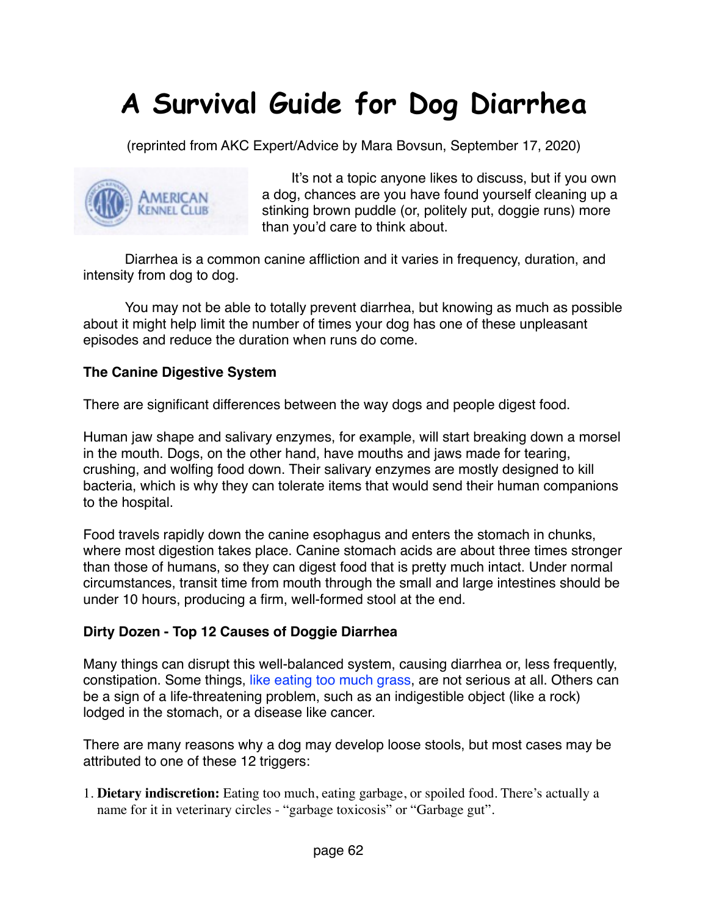# A Survival Guide for Dog Diarrhea

(reprinted from AKC Expert/Advice by Mara Bovsun, September 17, 2020)

It's not a topic anyone likes to discuss, but if you own a dog, chances are you have found yourself cleaning up a stinking brown puddle (or, politely put, doggie runs) more than you'd care to think about.

Diarrhea is a common canine affliction and it varies in frequency, duration, and intensity from dog to dog.

You may not be able to totally prevent diarrhea, but knowing as much as possible about it might help limit the number of times your dog has one of these unpleasant episodes and reduce the duration when runs do come.

**The Canine Digestive System**

There are significant differences between the way dogs and people digest food.

Human jaw shape and salivary enzymes, for example, will start breaking down a morsel in the mouth. Dogs, on the other hand, have mouths and jaws made for tearing, crushing, and wolfing food down. Their salivary enzymes are mostly designed to kill bacteria, which is why they can tolerate items that would send their human companions to the hospital.

Food travels rapidly down the canine esophagus and enters the stomach in chunks, where most digestion takes place. Canine stomach acids are about three times stronger than those of humans, so they can digest food that is pretty much intact. Under normal circumstances, transit time from mouth through the small and large intestines should be under 10 hours, producing a firm, well-formed stool at the end.

**Dirty Dozen - Top 12 Causes of Doggie Diarrhea**

Many things can disrupt this well-balanced system, causing diarrhea or, less frequently, constipation. Some things, like eating too much grass, are not serious at all. Others can be a sign of a life-threatening problem, such as an indigestible object (like a rock) lodged in the stomach, or a disease like cancer.

There are many reasons why a dog may develop loose stools, but most cases may be attributed to one of these 12 triggers:

1. **Dietary indiscretion:** Eating too much, eating garbage, or spoiled food. There's actually a name for it in veterinary circles - "garbage toxicosis" or "Garbage gut".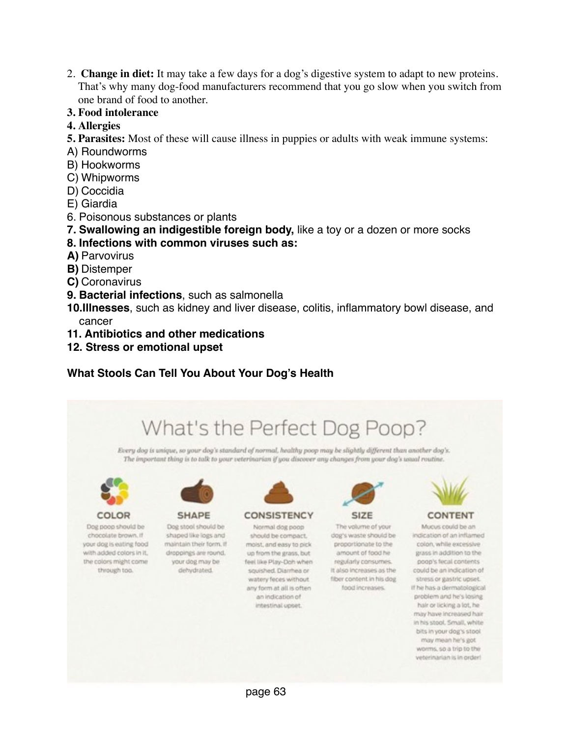2. **Change in diet:** It may take a few days for a dog's digestive system to adapt to new proteins. That's why many dog-food manufacturers recommend that you go slow when you switch from one brand of food to another.
3. **Food intolerance**
4. **Allergies**
5. **Parasites:** Most of these will cause illness in puppies or adults with weak immune systems:
   - A) Roundworms
   - B) Hookworms
   - C) Whipworms
   - D) Coccidia
   - E) Giardia
6. Poisonous substances or plants
7. **Swallowing an indigestible foreign body,** like a toy or a dozen or more socks
8. **Infections with common viruses such as:**
   - **A)** Parvovirus
   - **B)** Distemper
   - **C)** Coronavirus
9. **Bacterial infections**, such as salmonella
10. **Illnesses**, such as kidney and liver disease, colitis, inflammatory bowl disease, and cancer
11. **Antibiotics and other medications**
12. **Stress or emotional upset**

**What Stools Can Tell You About Your Dog's Health**

# What's the Perfect Dog Poop?

*Every dog is unique, so your dog's standard of normal, healthy poop may be slightly different than another dog's. The important thing is to talk to your veterinarian if you discover any changes from your dog's usual routine.*

**COLOR**

Dog poop should be chocolate brown. If your dog is eating food with added colors in it, the colors might come through too.

**SHAPE**

Dog stool should be shaped like logs and maintain their form. If droppings are round, your dog may be dehydrated.

**CONSISTENCY**

Normal dog poop should be compact, moist, and easy to pick up from the grass, but feel like Play-Doh when squished. Diarrhea or watery feces without any form at all is often an indication of intestinal upset.

**SIZE**

The volume of your dog's waste should be proportionate to the amount of food he regularly consumes. It also increases as the fiber content in his dog food increases.

**CONTENT**

Mucus could be an indication of an inflamed colon, while excessive grass in addition to the poop's fecal contents could be an indication of stress or gastric upset. If he has a dermatological problem and he's losing hair or licking a lot, he may have increased hair in his stool. Small, white bits in your dog's stool may mean he's got worms, so a trip to the veterinarian is in order!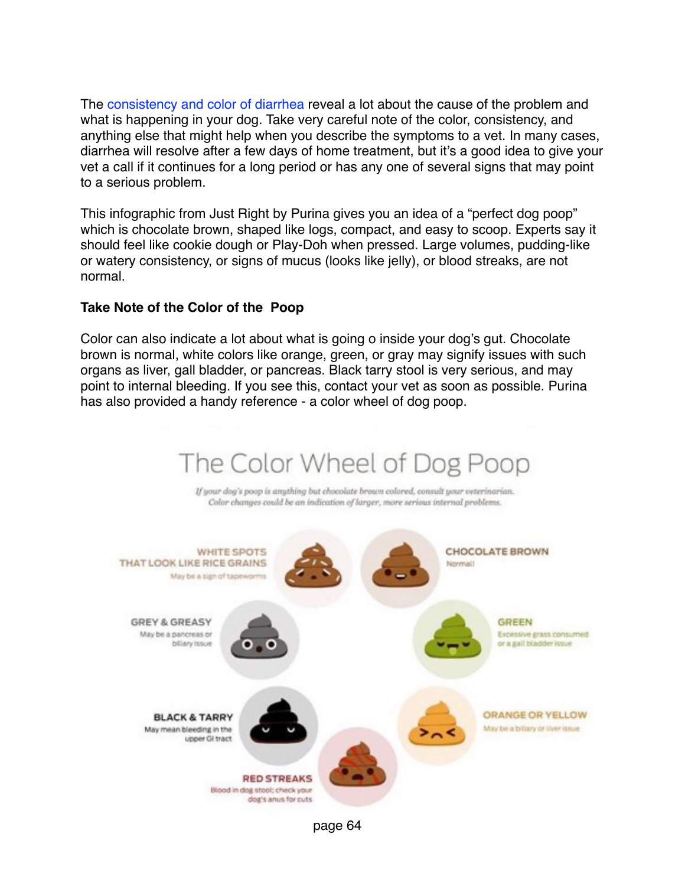The consistency and color of diarrhea reveal a lot about the cause of the problem and what is happening in your dog. Take very careful note of the color, consistency, and anything else that might help when you describe the symptoms to a vet. In many cases, diarrhea will resolve after a few days of home treatment, but it's a good idea to give your vet a call if it continues for a long period or has any one of several signs that may point to a serious problem.

This infographic from Just Right by Purina gives you an idea of a "perfect dog poop" which is chocolate brown, shaped like logs, compact, and easy to scoop. Experts say it should feel like cookie dough or Play-Doh when pressed. Large volumes, pudding-like or watery consistency, or signs of mucus (looks like jelly), or blood streaks, are not normal.

**Take Note of the Color of the Poop**

Color can also indicate a lot about what is going o inside your dog's gut. Chocolate brown is normal, white colors like orange, green, or gray may signify issues with such organs as liver, gall bladder, or pancreas. Black tarry stool is very serious, and may point to internal bleeding. If you see this, contact your vet as soon as possible. Purina has also provided a handy reference - a color wheel of dog poop.

## The Color Wheel of Dog Poop

*If your dog's poop is anything but chocolate brown colored, consult your veterinarian. Color changes could be an indication of larger, more serious internal problems.*

**WHITE SPOTS THAT LOOK LIKE RICE GRAINS**
May be a sign of tapeworms

**CHOCOLATE BROWN**
Normal!

**GREY & GREASY**
May be a pancreas or biliary issue

**GREEN**
Excessive grass consumed or a gall bladder issue

**BLACK & TARRY**
May mean bleeding in the upper GI tract

**ORANGE OR YELLOW**
May be a biliary or liver issue

**RED STREAKS**
Blood in dog stool; check your dog's anus for cuts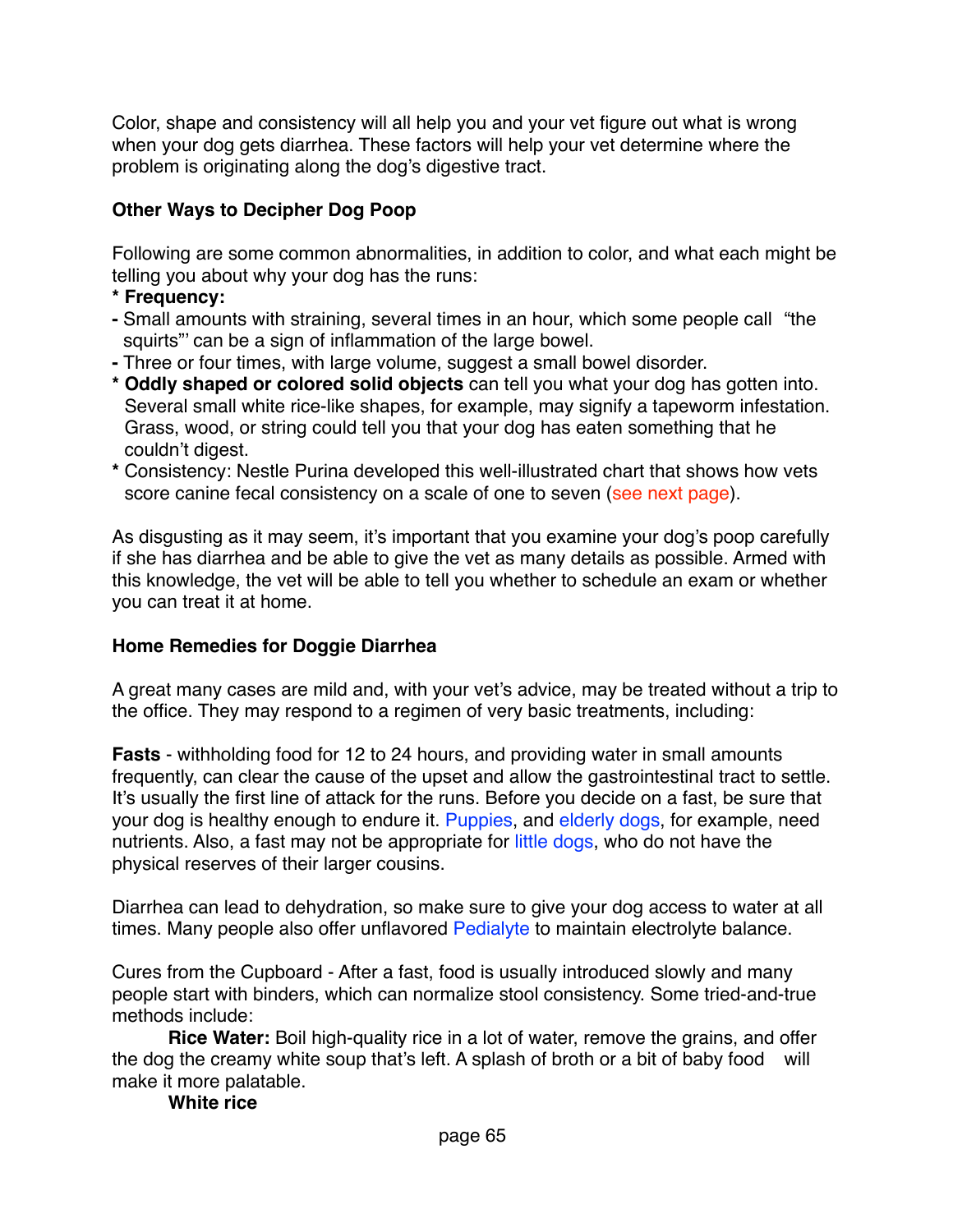Color, shape and consistency will all help you and your vet figure out what is wrong when your dog gets diarrhea. These factors will help your vet determine where the problem is originating along the dog's digestive tract.

### Other Ways to Decipher Dog Poop

Following are some common abnormalities, in addition to color, and what each might be telling you about why your dog has the runs:

* **Frequency:**
  - Small amounts with straining, several times in an hour, which some people call "the squirts"' can be a sign of inflammation of the large bowel.
  - Three or four times, with large volume, suggest a small bowel disorder.
* **Oddly shaped or colored solid objects** can tell you what your dog has gotten into. Several small white rice-like shapes, for example, may signify a tapeworm infestation. Grass, wood, or string could tell you that your dog has eaten something that he couldn't digest.
* Consistency: Nestle Purina developed this well-illustrated chart that shows how vets score canine fecal consistency on a scale of one to seven (see next page).

As disgusting as it may seem, it's important that you examine your dog's poop carefully if she has diarrhea and be able to give the vet as many details as possible. Armed with this knowledge, the vet will be able to tell you whether to schedule an exam or whether you can treat it at home.

### Home Remedies for Doggie Diarrhea

A great many cases are mild and, with your vet's advice, may be treated without a trip to the office. They may respond to a regimen of very basic treatments, including:

**Fasts** - withholding food for 12 to 24 hours, and providing water in small amounts frequently, can clear the cause of the upset and allow the gastrointestinal tract to settle. It's usually the first line of attack for the runs. Before you decide on a fast, be sure that your dog is healthy enough to endure it. Puppies, and elderly dogs, for example, need nutrients. Also, a fast may not be appropriate for little dogs, who do not have the physical reserves of their larger cousins.

Diarrhea can lead to dehydration, so make sure to give your dog access to water at all times. Many people also offer unflavored Pedialyte to maintain electrolyte balance.

Cures from the Cupboard - After a fast, food is usually introduced slowly and many people start with binders, which can normalize stool consistency. Some tried-and-true methods include:

**Rice Water:** Boil high-quality rice in a lot of water, remove the grains, and offer the dog the creamy white soup that's left. A splash of broth or a bit of baby food will make it more palatable.

**White rice**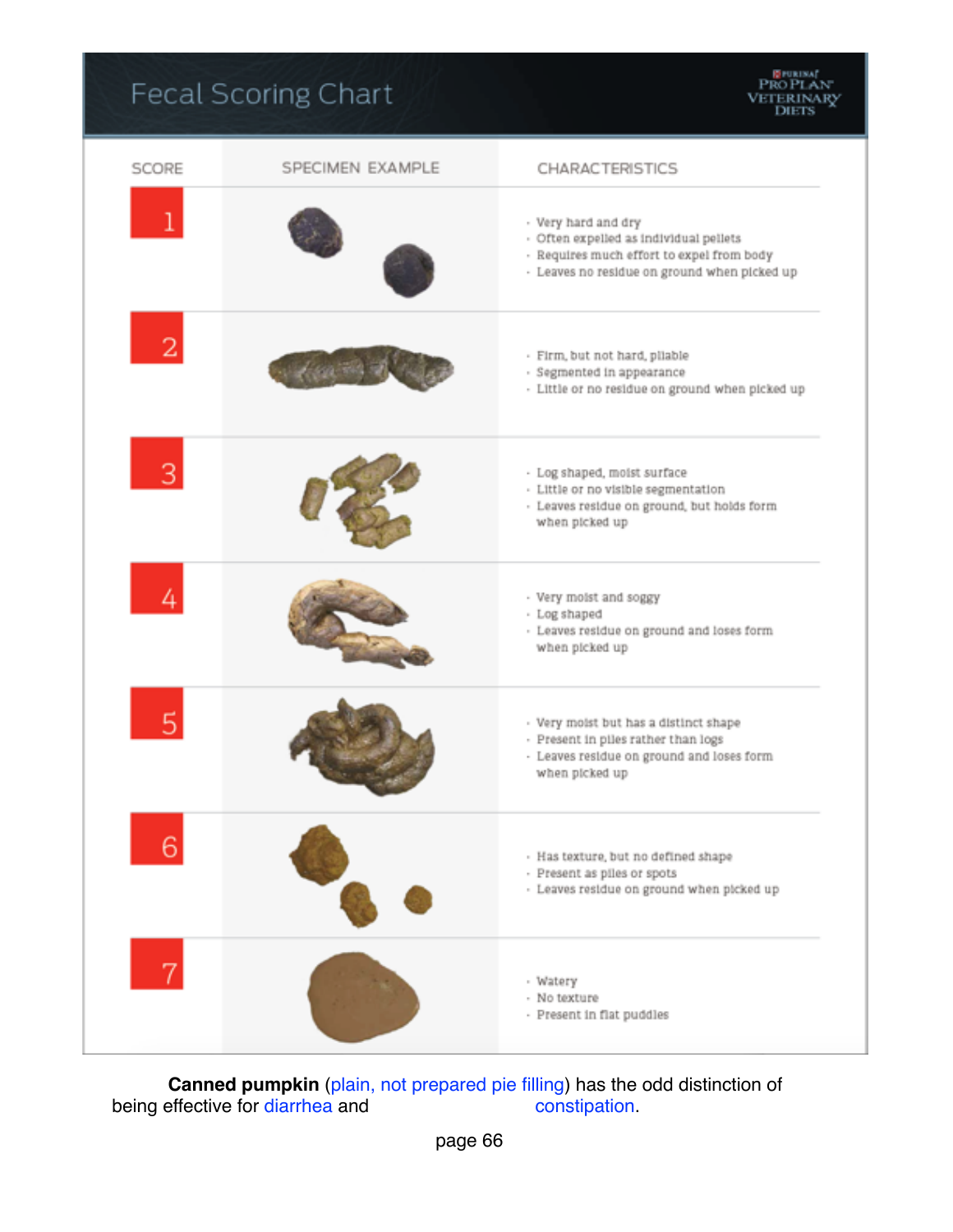# Fecal Scoring Chart

PURINA PRO PLAN VETERINARY DIETS

| SCORE | SPECIMEN EXAMPLE | CHARACTERISTICS |
|---|---|---|
| 1 | | · Very hard and dry<br>· Often expelled as individual pellets<br>· Requires much effort to expel from body<br>· Leaves no residue on ground when picked up |
| 2 | | · Firm, but not hard, pliable<br>· Segmented in appearance<br>· Little or no residue on ground when picked up |
| 3 | | · Log shaped, moist surface<br>· Little or no visible segmentation<br>· Leaves residue on ground, but holds form when picked up |
| 4 | | · Very moist and soggy<br>· Log shaped<br>· Leaves residue on ground and loses form when picked up |
| 5 | | · Very moist but has a distinct shape<br>· Present in piles rather than logs<br>· Leaves residue on ground and loses form when picked up |
| 6 | | · Has texture, but no defined shape<br>· Present as piles or spots<br>· Leaves residue on ground when picked up |
| 7 | | · Watery<br>· No texture<br>· Present in flat puddles |

**Canned pumpkin** (plain, not prepared pie filling) has the odd distinction of being effective for diarrhea and constipation.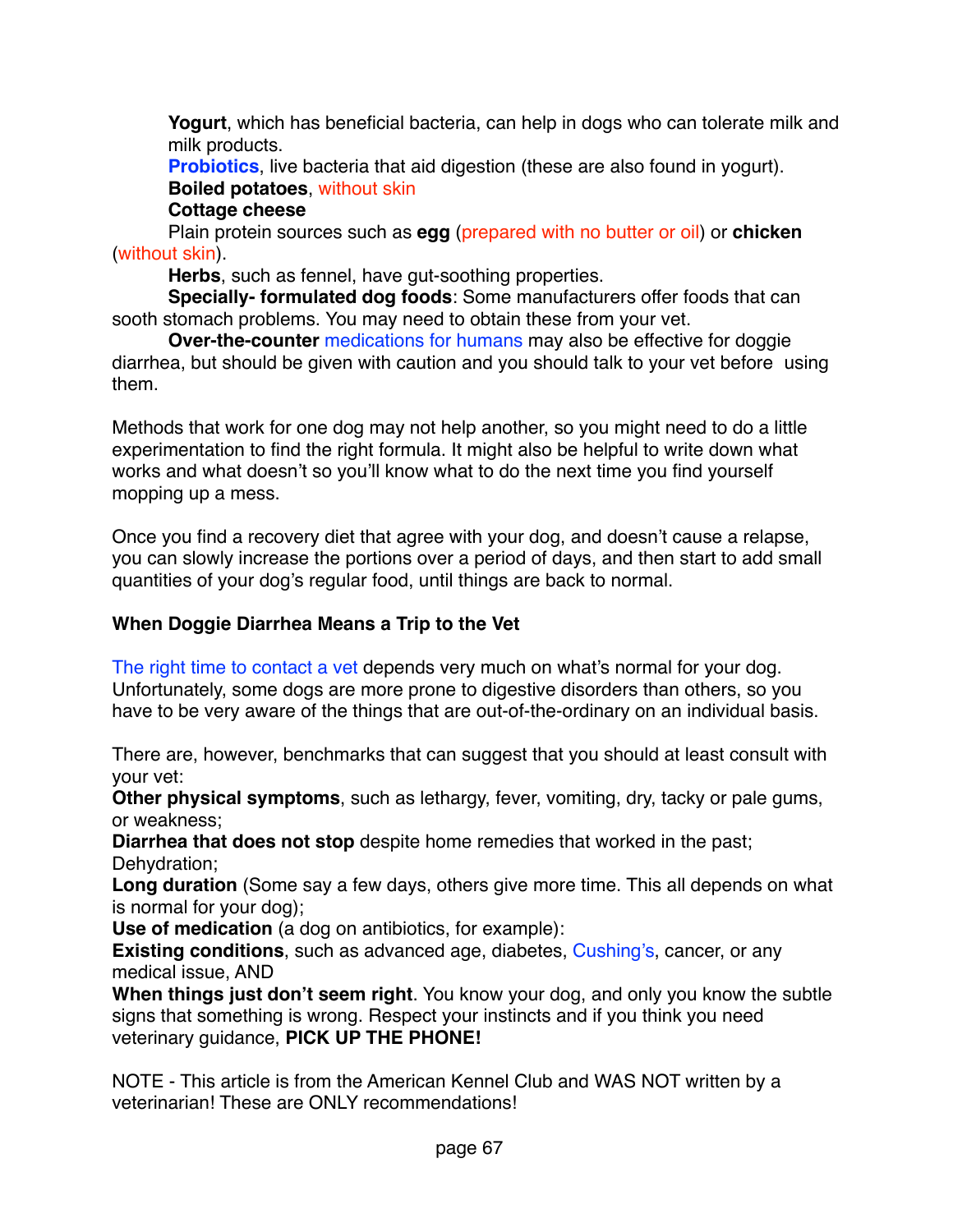**Yogurt**, which has beneficial bacteria, can help in dogs who can tolerate milk and milk products.

**Probiotics**, live bacteria that aid digestion (these are also found in yogurt).

**Boiled potatoes**, without skin

**Cottage cheese**

Plain protein sources such as **egg** (prepared with no butter or oil) or **chicken** (without skin).

**Herbs**, such as fennel, have gut-soothing properties.

**Specially- formulated dog foods**: Some manufacturers offer foods that can sooth stomach problems. You may need to obtain these from your vet.

**Over-the-counter** medications for humans may also be effective for doggie diarrhea, but should be given with caution and you should talk to your vet before using them.

Methods that work for one dog may not help another, so you might need to do a little experimentation to find the right formula. It might also be helpful to write down what works and what doesn't so you'll know what to do the next time you find yourself mopping up a mess.

Once you find a recovery diet that agree with your dog, and doesn't cause a relapse, you can slowly increase the portions over a period of days, and then start to add small quantities of your dog's regular food, until things are back to normal.

### When Doggie Diarrhea Means a Trip to the Vet

The right time to contact a vet depends very much on what's normal for your dog. Unfortunately, some dogs are more prone to digestive disorders than others, so you have to be very aware of the things that are out-of-the-ordinary on an individual basis.

There are, however, benchmarks that can suggest that you should at least consult with your vet:

**Other physical symptoms**, such as lethargy, fever, vomiting, dry, tacky or pale gums, or weakness;

**Diarrhea that does not stop** despite home remedies that worked in the past;

Dehydration;

**Long duration** (Some say a few days, others give more time. This all depends on what is normal for your dog);

**Use of medication** (a dog on antibiotics, for example):

**Existing conditions**, such as advanced age, diabetes, Cushing's, cancer, or any medical issue, AND

**When things just don't seem right**. You know your dog, and only you know the subtle signs that something is wrong. Respect your instincts and if you think you need veterinary guidance, **PICK UP THE PHONE!**

NOTE - This article is from the American Kennel Club and WAS NOT written by a veterinarian! These are ONLY recommendations!